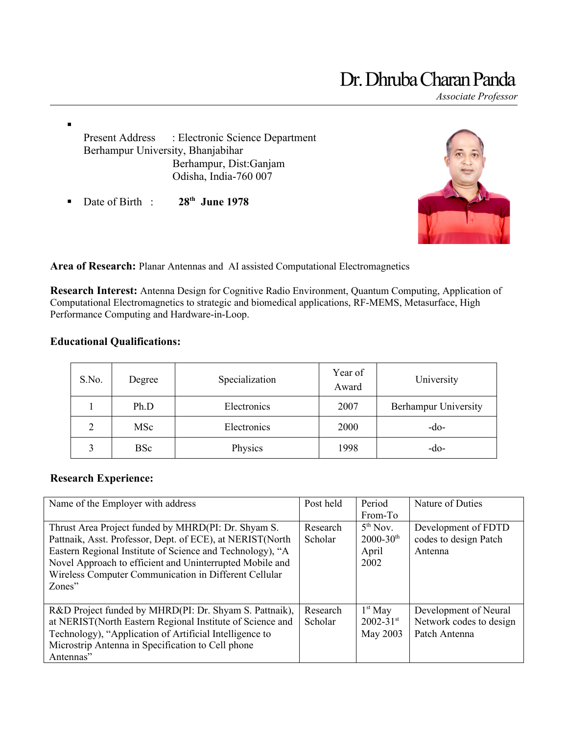# Dr. Dhruba Charan Panda

*Associate Professor*

- Present Address : Electronic Science Department
  Berhampur University, Bhanjabihar
  Berhampur, Dist:Ganjam
  Odisha, India-760 007
- Date of Birth : **28th June 1978**

**Area of Research:** Planar Antennas and AI assisted Computational Electromagnetics

**Research Interest:** Antenna Design for Cognitive Radio Environment, Quantum Computing, Application of Computational Electromagnetics to strategic and biomedical applications, RF-MEMS, Metasurface, High Performance Computing and Hardware-in-Loop.

### Educational Qualifications:

| S.No. | Degree | Specialization | Year of Award | University |
|---|---|---|---|---|
| 1 | Ph.D | Electronics | 2007 | Berhampur University |
| 2 | MSc | Electronics | 2000 | -do- |
| 3 | BSc | Physics | 1998 | -do- |

### Research Experience:

| Name of the Employer with address | Post held | Period From-To | Nature of Duties |
|---|---|---|---|
| Thrust Area Project funded by MHRD(PI: Dr. Shyam S. Pattnaik, Asst. Professor, Dept. of ECE), at NERIST(North Eastern Regional Institute of Science and Technology), "A Novel Approach to efficient and Uninterrupted Mobile and Wireless Computer Communication in Different Cellular Zones" | Research Scholar | 5th Nov. 2000-30th April 2002 | Development of FDTD codes to design Patch Antenna |
| R&D Project funded by MHRD(PI: Dr. Shyam S. Pattnaik), at NERIST(North Eastern Regional Institute of Science and Technology), "Application of Artificial Intelligence to Microstrip Antenna in Specification to Cell phone Antennas" | Research Scholar | 1st May 2002-31st May 2003 | Development of Neural Network codes to design Patch Antenna |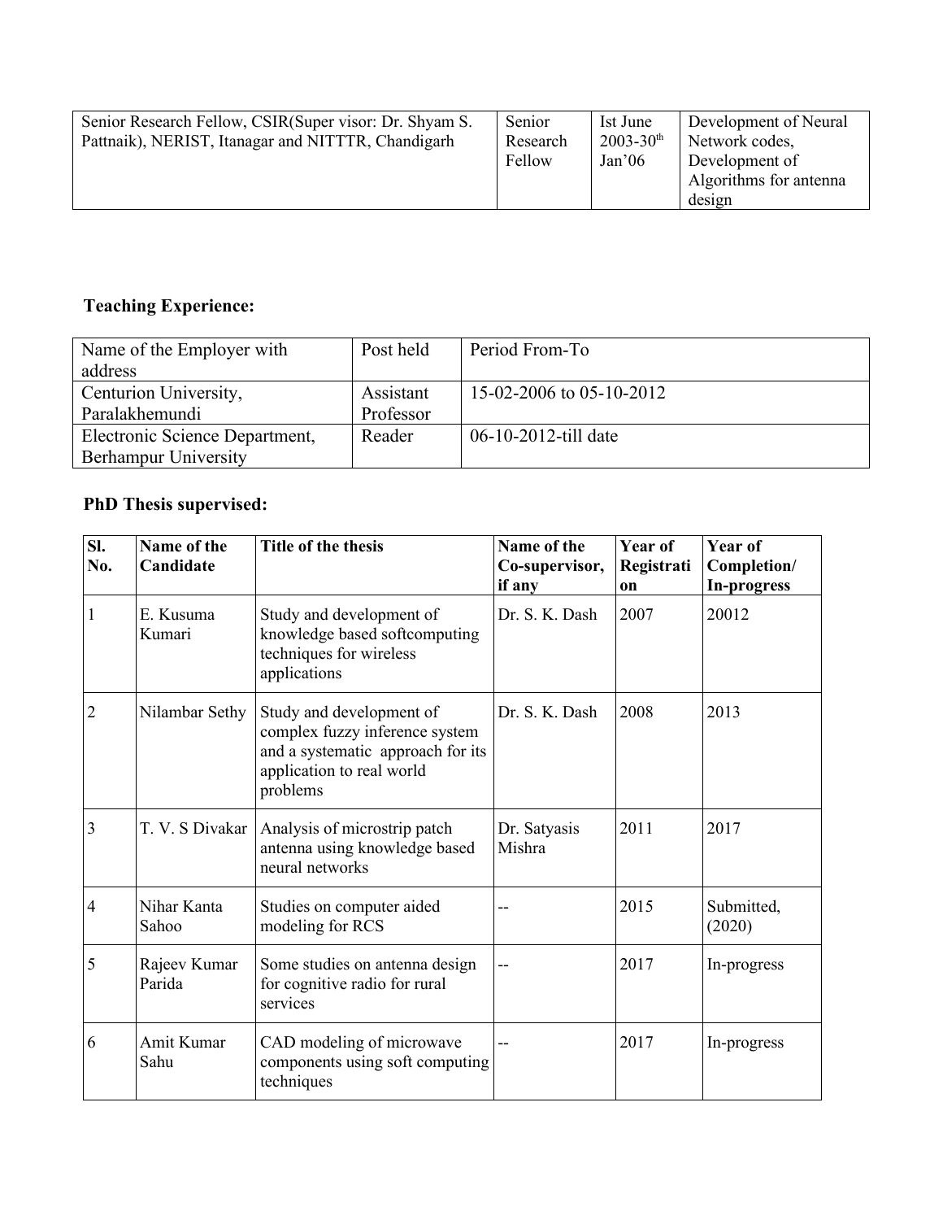| Senior Research Fellow, CSIR(Super visor: Dr. Shyam S. Pattnaik), NERIST, Itanagar and NITTTR, Chandigarh | Senior Research Fellow | Ist June 2003-30th Jan'06 | Development of Neural Network codes, Development of Algorithms for antenna design |
|---|---|---|---|

**Teaching Experience:**

| Name of the Employer with address | Post held | Period From-To |
|---|---|---|
| Centurion University, Paralakhemundi | Assistant Professor | 15-02-2006 to 05-10-2012 |
| Electronic Science Department, Berhampur University | Reader | 06-10-2012-till date |

**PhD Thesis supervised:**

| Sl. No. | Name of the Candidate | Title of the thesis | Name of the Co-supervisor, if any | Year of Registration | Year of Completion/ In-progress |
|---|---|---|---|---|---|
| 1 | E. Kusuma Kumari | Study and development of knowledge based softcomputing techniques for wireless applications | Dr. S. K. Dash | 2007 | 20012 |
| 2 | Nilambar Sethy | Study and development of complex fuzzy inference system and a systematic approach for its application to real world problems | Dr. S. K. Dash | 2008 | 2013 |
| 3 | T. V. S Divakar | Analysis of microstrip patch antenna using knowledge based neural networks | Dr. Satyasis Mishra | 2011 | 2017 |
| 4 | Nihar Kanta Sahoo | Studies on computer aided modeling for RCS | -- | 2015 | Submitted, (2020) |
| 5 | Rajeev Kumar Parida | Some studies on antenna design for cognitive radio for rural services | -- | 2017 | In-progress |
| 6 | Amit Kumar Sahu | CAD modeling of microwave components using soft computing techniques | -- | 2017 | In-progress |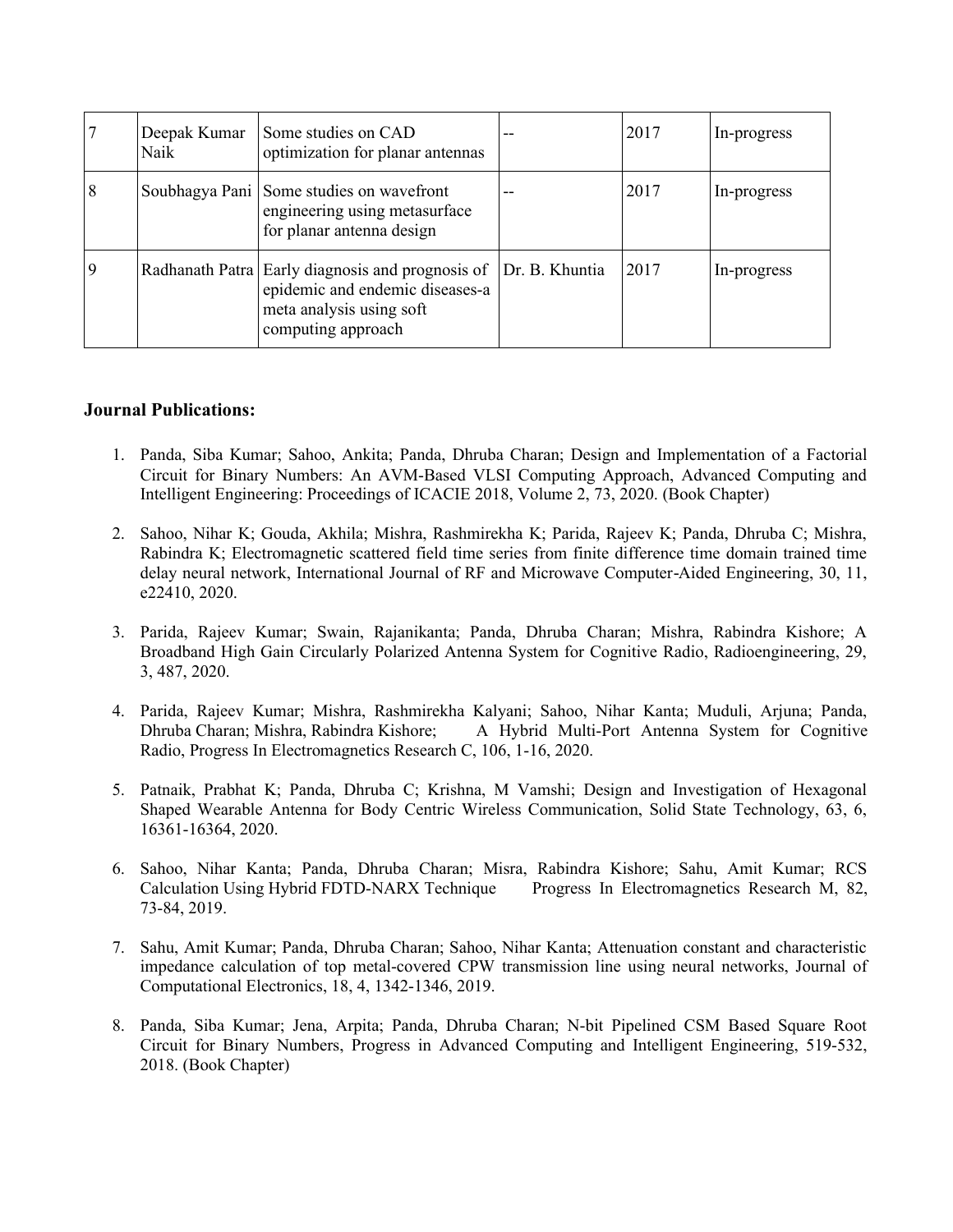| 7 | Deepak Kumar Naik | Some studies on CAD optimization for planar antennas | -- | 2017 | In-progress |
|---|---|---|---|---|---|
| 8 | Soubhagya Pani | Some studies on wavefront engineering using metasurface for planar antenna design | -- | 2017 | In-progress |
| 9 | Radhanath Patra | Early diagnosis and prognosis of epidemic and endemic diseases-a meta analysis using soft computing approach | Dr. B. Khuntia | 2017 | In-progress |

**Journal Publications:**

1. Panda, Siba Kumar; Sahoo, Ankita; Panda, Dhruba Charan; Design and Implementation of a Factorial Circuit for Binary Numbers: An AVM-Based VLSI Computing Approach, Advanced Computing and Intelligent Engineering: Proceedings of ICACIE 2018, Volume 2, 73, 2020. (Book Chapter)

2. Sahoo, Nihar K; Gouda, Akhila; Mishra, Rashmirekha K; Parida, Rajeev K; Panda, Dhruba C; Mishra, Rabindra K; Electromagnetic scattered field time series from finite difference time domain trained time delay neural network, International Journal of RF and Microwave Computer-Aided Engineering, 30, 11, e22410, 2020.

3. Parida, Rajeev Kumar; Swain, Rajanikanta; Panda, Dhruba Charan; Mishra, Rabindra Kishore; A Broadband High Gain Circularly Polarized Antenna System for Cognitive Radio, Radioengineering, 29, 3, 487, 2020.

4. Parida, Rajeev Kumar; Mishra, Rashmirekha Kalyani; Sahoo, Nihar Kanta; Muduli, Arjuna; Panda, Dhruba Charan; Mishra, Rabindra Kishore; A Hybrid Multi-Port Antenna System for Cognitive Radio, Progress In Electromagnetics Research C, 106, 1-16, 2020.

5. Patnaik, Prabhat K; Panda, Dhruba C; Krishna, M Vamshi; Design and Investigation of Hexagonal Shaped Wearable Antenna for Body Centric Wireless Communication, Solid State Technology, 63, 6, 16361-16364, 2020.

6. Sahoo, Nihar Kanta; Panda, Dhruba Charan; Misra, Rabindra Kishore; Sahu, Amit Kumar; RCS Calculation Using Hybrid FDTD-NARX Technique Progress In Electromagnetics Research M, 82, 73-84, 2019.

7. Sahu, Amit Kumar; Panda, Dhruba Charan; Sahoo, Nihar Kanta; Attenuation constant and characteristic impedance calculation of top metal-covered CPW transmission line using neural networks, Journal of Computational Electronics, 18, 4, 1342-1346, 2019.

8. Panda, Siba Kumar; Jena, Arpita; Panda, Dhruba Charan; N-bit Pipelined CSM Based Square Root Circuit for Binary Numbers, Progress in Advanced Computing and Intelligent Engineering, 519-532, 2018. (Book Chapter)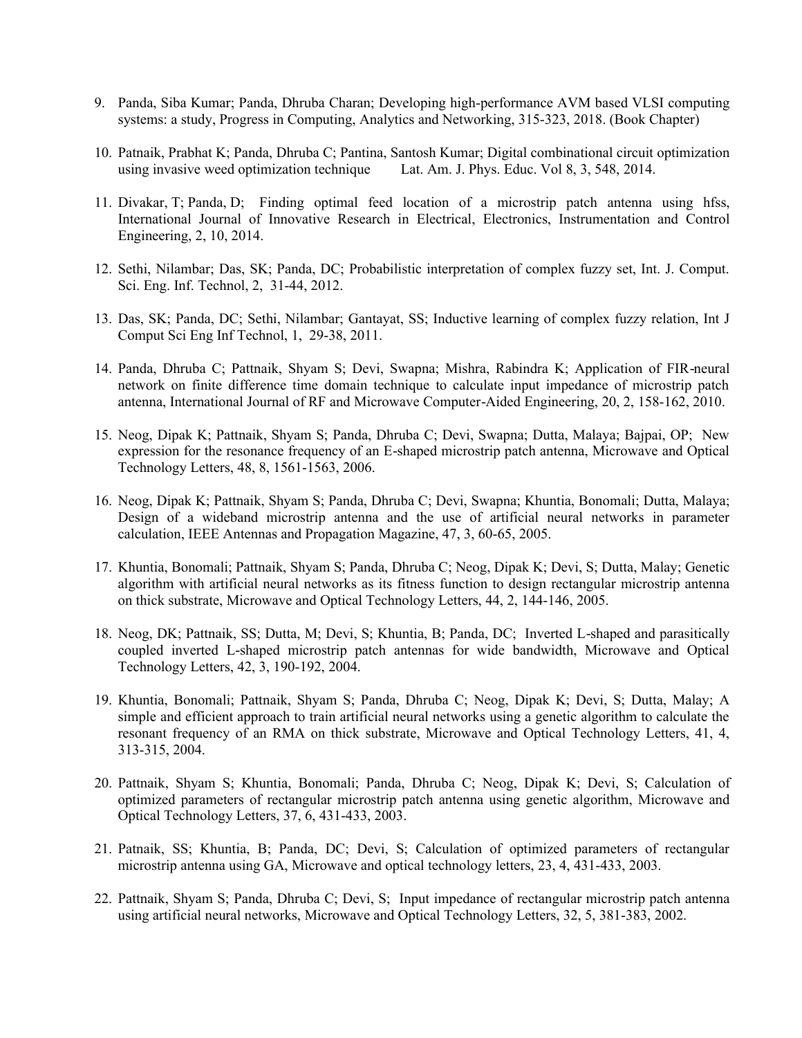9. Panda, Siba Kumar; Panda, Dhruba Charan; Developing high-performance AVM based VLSI computing systems: a study, Progress in Computing, Analytics and Networking, 315-323, 2018. (Book Chapter)

10. Patnaik, Prabhat K; Panda, Dhruba C; Pantina, Santosh Kumar; Digital combinational circuit optimization using invasive weed optimization technique Lat. Am. J. Phys. Educ. Vol 8, 3, 548, 2014.

11. Divakar, T; Panda, D; Finding optimal feed location of a microstrip patch antenna using hfss, International Journal of Innovative Research in Electrical, Electronics, Instrumentation and Control Engineering, 2, 10, 2014.

12. Sethi, Nilambar; Das, SK; Panda, DC; Probabilistic interpretation of complex fuzzy set, Int. J. Comput. Sci. Eng. Inf. Technol, 2, 31-44, 2012.

13. Das, SK; Panda, DC; Sethi, Nilambar; Gantayat, SS; Inductive learning of complex fuzzy relation, Int J Comput Sci Eng Inf Technol, 1, 29-38, 2011.

14. Panda, Dhruba C; Pattnaik, Shyam S; Devi, Swapna; Mishra, Rabindra K; Application of FIR-neural network on finite difference time domain technique to calculate input impedance of microstrip patch antenna, International Journal of RF and Microwave Computer-Aided Engineering, 20, 2, 158-162, 2010.

15. Neog, Dipak K; Pattnaik, Shyam S; Panda, Dhruba C; Devi, Swapna; Dutta, Malaya; Bajpai, OP; New expression for the resonance frequency of an E-shaped microstrip patch antenna, Microwave and Optical Technology Letters, 48, 8, 1561-1563, 2006.

16. Neog, Dipak K; Pattnaik, Shyam S; Panda, Dhruba C; Devi, Swapna; Khuntia, Bonomali; Dutta, Malaya; Design of a wideband microstrip antenna and the use of artificial neural networks in parameter calculation, IEEE Antennas and Propagation Magazine, 47, 3, 60-65, 2005.

17. Khuntia, Bonomali; Pattnaik, Shyam S; Panda, Dhruba C; Neog, Dipak K; Devi, S; Dutta, Malay; Genetic algorithm with artificial neural networks as its fitness function to design rectangular microstrip antenna on thick substrate, Microwave and Optical Technology Letters, 44, 2, 144-146, 2005.

18. Neog, DK; Pattnaik, SS; Dutta, M; Devi, S; Khuntia, B; Panda, DC; Inverted L-shaped and parasitically coupled inverted L-shaped microstrip patch antennas for wide bandwidth, Microwave and Optical Technology Letters, 42, 3, 190-192, 2004.

19. Khuntia, Bonomali; Pattnaik, Shyam S; Panda, Dhruba C; Neog, Dipak K; Devi, S; Dutta, Malay; A simple and efficient approach to train artificial neural networks using a genetic algorithm to calculate the resonant frequency of an RMA on thick substrate, Microwave and Optical Technology Letters, 41, 4, 313-315, 2004.

20. Pattnaik, Shyam S; Khuntia, Bonomali; Panda, Dhruba C; Neog, Dipak K; Devi, S; Calculation of optimized parameters of rectangular microstrip patch antenna using genetic algorithm, Microwave and Optical Technology Letters, 37, 6, 431-433, 2003.

21. Patnaik, SS; Khuntia, B; Panda, DC; Devi, S; Calculation of optimized parameters of rectangular microstrip antenna using GA, Microwave and optical technology letters, 23, 4, 431-433, 2003.

22. Pattnaik, Shyam S; Panda, Dhruba C; Devi, S; Input impedance of rectangular microstrip patch antenna using artificial neural networks, Microwave and Optical Technology Letters, 32, 5, 381-383, 2002.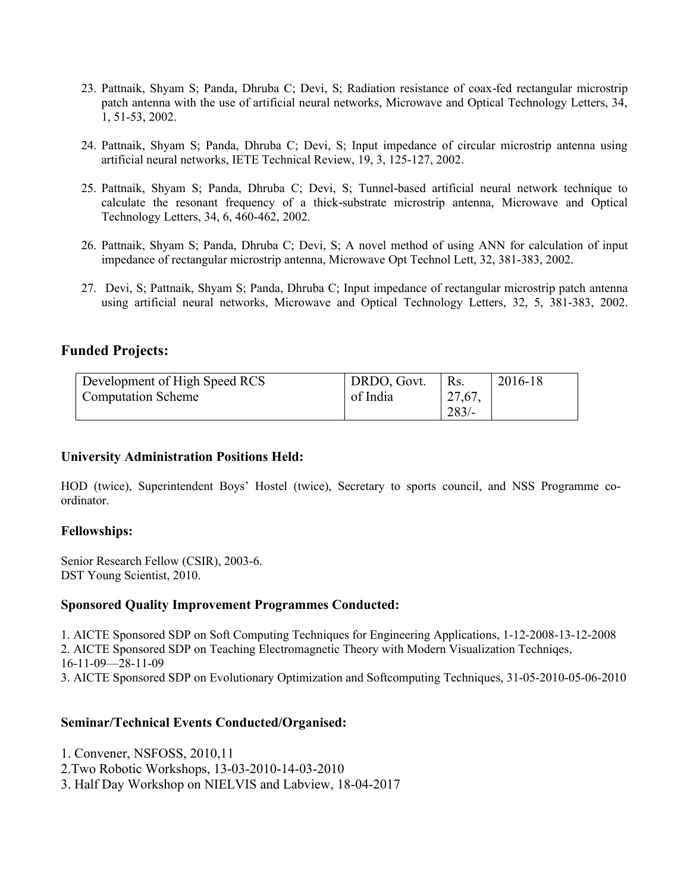23. Pattnaik, Shyam S; Panda, Dhruba C; Devi, S; Radiation resistance of coax-fed rectangular microstrip patch antenna with the use of artificial neural networks, Microwave and Optical Technology Letters, 34, 1, 51-53, 2002.

24. Pattnaik, Shyam S; Panda, Dhruba C; Devi, S; Input impedance of circular microstrip antenna using artificial neural networks, IETE Technical Review, 19, 3, 125-127, 2002.

25. Pattnaik, Shyam S; Panda, Dhruba C; Devi, S; Tunnel-based artificial neural network technique to calculate the resonant frequency of a thick-substrate microstrip antenna, Microwave and Optical Technology Letters, 34, 6, 460-462, 2002.

26. Pattnaik, Shyam S; Panda, Dhruba C; Devi, S; A novel method of using ANN for calculation of input impedance of rectangular microstrip antenna, Microwave Opt Technol Lett, 32, 381-383, 2002.

27. Devi, S; Pattnaik, Shyam S; Panda, Dhruba C; Input impedance of rectangular microstrip patch antenna using artificial neural networks, Microwave and Optical Technology Letters, 32, 5, 381-383, 2002.

## Funded Projects:

| | | | |
|---|---|---|---|
| Development of High Speed RCS Computation Scheme | DRDO, Govt. of India | Rs. 27,67,283/- | 2016-18 |

### University Administration Positions Held:

HOD (twice), Superintendent Boys' Hostel (twice), Secretary to sports council, and NSS Programme co-ordinator.

### Fellowships:

Senior Research Fellow (CSIR), 2003-6.
DST Young Scientist, 2010.

### Sponsored Quality Improvement Programmes Conducted:

1. AICTE Sponsored SDP on Soft Computing Techniques for Engineering Applications, 1-12-2008-13-12-2008
2. AICTE Sponsored SDP on Teaching Electromagnetic Theory with Modern Visualization Techniqes, 16-11-09—28-11-09
3. AICTE Sponsored SDP on Evolutionary Optimization and Softcomputing Techniques, 31-05-2010-05-06-2010

### Seminar/Technical Events Conducted/Organised:

1. Convener, NSFOSS, 2010,11
2. Two Robotic Workshops, 13-03-2010-14-03-2010
3. Half Day Workshop on NIELVIS and Labview, 18-04-2017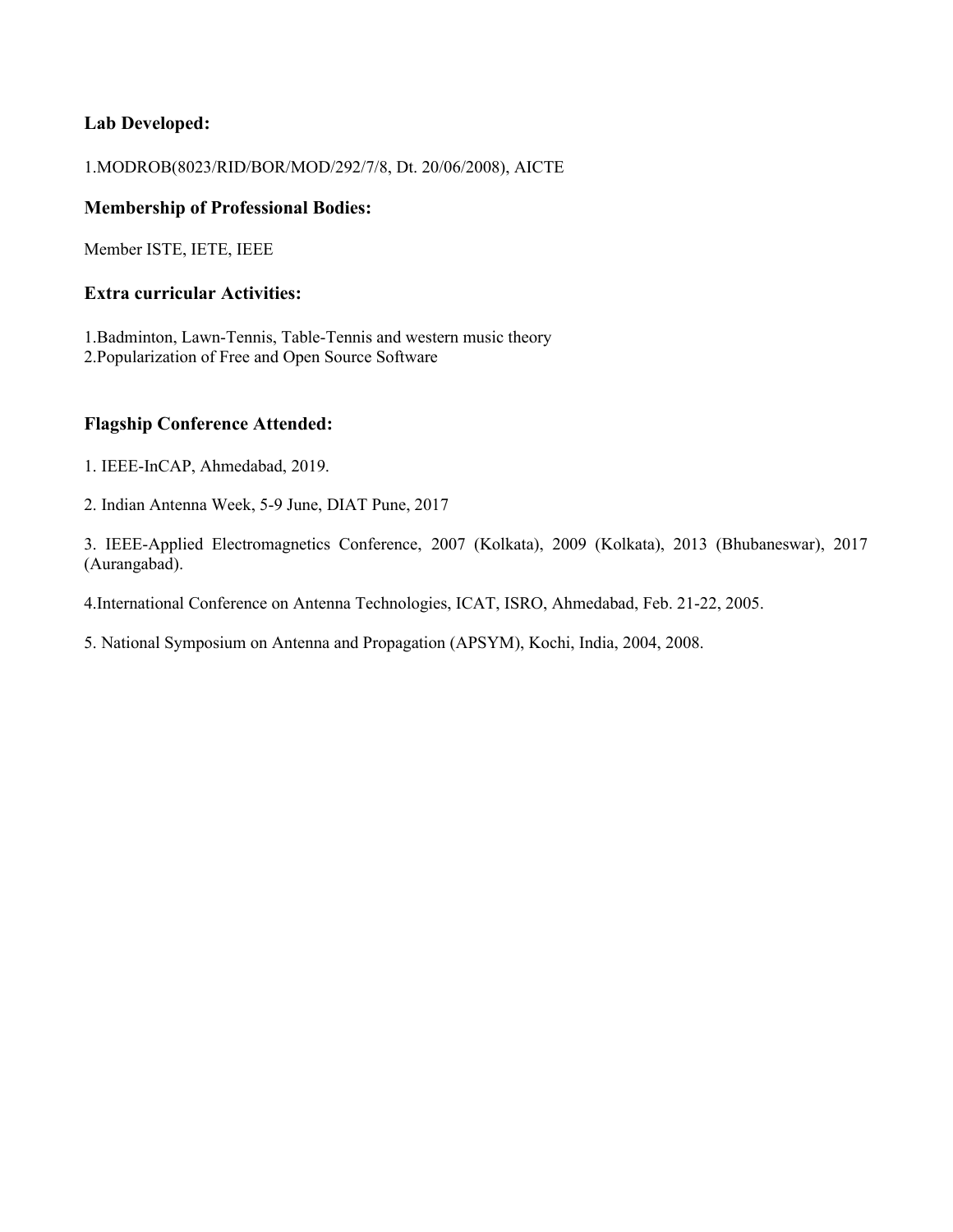### Lab Developed:

1.MODROB(8023/RID/BOR/MOD/292/7/8, Dt. 20/06/2008), AICTE

### Membership of Professional Bodies:

Member ISTE, IETE, IEEE

### Extra curricular Activities:

1.Badminton, Lawn-Tennis, Table-Tennis and western music theory
2.Popularization of Free and Open Source Software

### Flagship Conference Attended:

1. IEEE-InCAP, Ahmedabad, 2019.

2. Indian Antenna Week, 5-9 June, DIAT Pune, 2017

3. IEEE-Applied Electromagnetics Conference, 2007 (Kolkata), 2009 (Kolkata), 2013 (Bhubaneswar), 2017 (Aurangabad).

4.International Conference on Antenna Technologies, ICAT, ISRO, Ahmedabad, Feb. 21-22, 2005.

5. National Symposium on Antenna and Propagation (APSYM), Kochi, India, 2004, 2008.